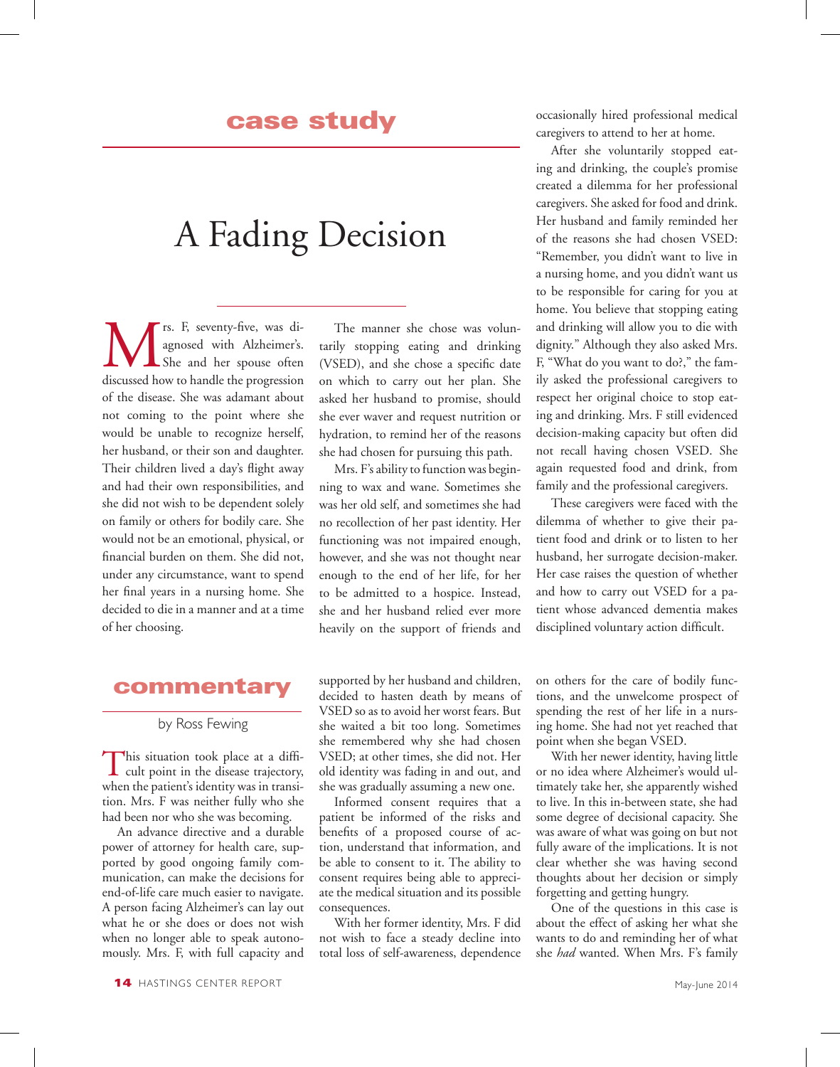## case study

# A Fading Decision

Mrs. F, seventy-five, was diagnosed with Alzheimer's. She and her spouse often discussed how to handle the progression of the disease. She was adamant about not coming to the point where she would be unable to recognize herself, her husband, or their son and daughter. Their children lived a day's flight away and had their own responsibilities, and she did not wish to be dependent solely on family or others for bodily care. She would not be an emotional, physical, or financial burden on them. She did not, under any circumstance, want to spend her final years in a nursing home. She decided to die in a manner and at a time of her choosing.

The manner she chose was voluntarily stopping eating and drinking (VSED), and she chose a specific date on which to carry out her plan. She asked her husband to promise, should she ever waver and request nutrition or hydration, to remind her of the reasons she had chosen for pursuing this path.

Mrs. F's ability to function was beginning to wax and wane. Sometimes she was her old self, and sometimes she had no recollection of her past identity. Her functioning was not impaired enough, however, and she was not thought near enough to the end of her life, for her to be admitted to a hospice. Instead, she and her husband relied ever more heavily on the support of friends and occasionally hired professional medical caregivers to attend to her at home.

After she voluntarily stopped eating and drinking, the couple's promise created a dilemma for her professional caregivers. She asked for food and drink. Her husband and family reminded her of the reasons she had chosen VSED: "Remember, you didn't want to live in a nursing home, and you didn't want us to be responsible for caring for you at home. You believe that stopping eating and drinking will allow you to die with dignity." Although they also asked Mrs. F, "What do you want to do?," the family asked the professional caregivers to respect her original choice to stop eating and drinking. Mrs. F still evidenced decision-making capacity but often did not recall having chosen VSED. She again requested food and drink, from family and the professional caregivers.

These caregivers were faced with the dilemma of whether to give their patient food and drink or to listen to her husband, her surrogate decision-maker. Her case raises the question of whether and how to carry out VSED for a patient whose advanced dementia makes disciplined voluntary action difficult.

## commentary

by Ross Fewing

This situation took place at a difficult point in the disease trajectory, when the patient's identity was in transition. Mrs. F was neither fully who she had been nor who she was becoming.

An advance directive and a durable power of attorney for health care, supported by good ongoing family communication, can make the decisions for end-of-life care much easier to navigate. A person facing Alzheimer's can lay out what he or she does or does not wish when no longer able to speak autonomously. Mrs. F, with full capacity and supported by her husband and children, decided to hasten death by means of VSED so as to avoid her worst fears. But she waited a bit too long. Sometimes she remembered why she had chosen VSED; at other times, she did not. Her old identity was fading in and out, and she was gradually assuming a new one.

Informed consent requires that a patient be informed of the risks and benefits of a proposed course of action, understand that information, and be able to consent to it. The ability to consent requires being able to appreciate the medical situation and its possible consequences.

With her former identity, Mrs. F did not wish to face a steady decline into total loss of self-awareness, dependence on others for the care of bodily functions, and the unwelcome prospect of spending the rest of her life in a nursing home. She had not yet reached that point when she began VSED.

With her newer identity, having little or no idea where Alzheimer's would ultimately take her, she apparently wished to live. In this in-between state, she had some degree of decisional capacity. She was aware of what was going on but not fully aware of the implications. It is not clear whether she was having second thoughts about her decision or simply forgetting and getting hungry.

One of the questions in this case is about the effect of asking her what she wants to do and reminding her of what she *had* wanted. When Mrs. F's family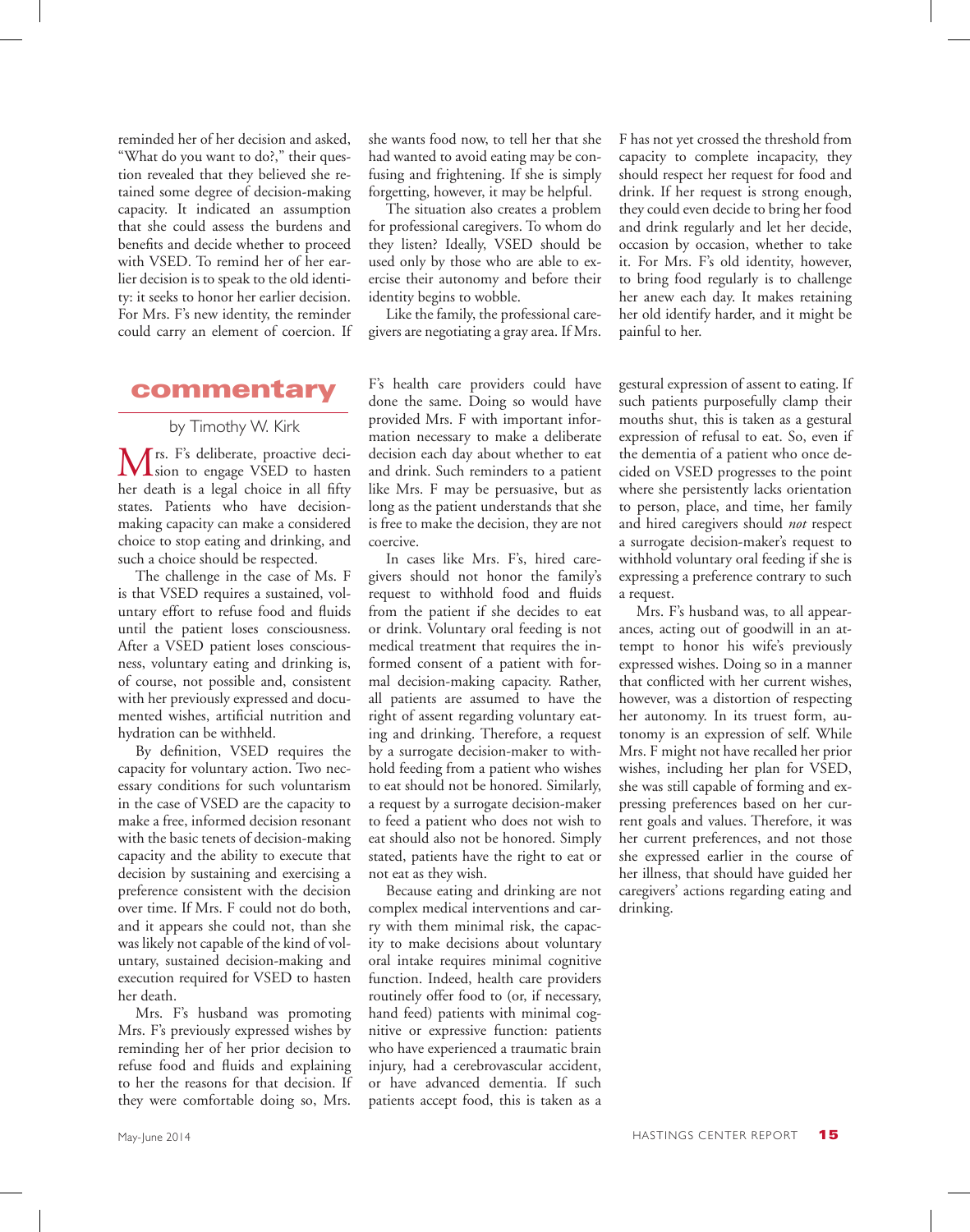reminded her of her decision and asked, "What do you want to do?," their question revealed that they believed she retained some degree of decision-making capacity. It indicated an assumption that she could assess the burdens and benefits and decide whether to proceed with VSED. To remind her of her earlier decision is to speak to the old identity: it seeks to honor her earlier decision. For Mrs. F's new identity, the reminder could carry an element of coercion. If she wants food now, to tell her that she had wanted to avoid eating may be confusing and frightening. If she is simply forgetting, however, it may be helpful.

The situation also creates a problem for professional caregivers. To whom do they listen? Ideally, VSED should be used only by those who are able to exercise their autonomy and before their identity begins to wobble.

Like the family, the professional caregivers are negotiating a gray area. If Mrs. F has not yet crossed the threshold from capacity to complete incapacity, they should respect her request for food and drink. If her request is strong enough, they could even decide to bring her food and drink regularly and let her decide, occasion by occasion, whether to take it. For Mrs. F's old identity, however, to bring food regularly is to challenge her anew each day. It makes retaining her old identify harder, and it might be painful to her.

## commentary

by Timothy W. Kirk

Mrs. F's deliberate, proactive decision to engage VSED to hasten her death is a legal choice in all fifty states. Patients who have decision-making capacity can make a considered choice to stop eating and drinking, and such a choice should be respected.

The challenge in the case of Ms. F is that VSED requires a sustained, voluntary effort to refuse food and fluids until the patient loses consciousness. After a VSED patient loses consciousness, voluntary eating and drinking is, of course, not possible and, consistent with her previously expressed and documented wishes, artificial nutrition and hydration can be withheld.

By definition, VSED requires the capacity for voluntary action. Two necessary conditions for such voluntarism in the case of VSED are the capacity to make a free, informed decision resonant with the basic tenets of decision-making capacity and the ability to execute that decision by sustaining and exercising a preference consistent with the decision over time. If Mrs. F could not do both, and it appears she could not, than she was likely not capable of the kind of voluntary, sustained decision-making and execution required for VSED to hasten her death.

Mrs. F's husband was promoting Mrs. F's previously expressed wishes by reminding her of her prior decision to refuse food and fluids and explaining to her the reasons for that decision. If they were comfortable doing so, Mrs. F's health care providers could have done the same. Doing so would have provided Mrs. F with important information necessary to make a deliberate decision each day about whether to eat and drink. Such reminders to a patient like Mrs. F may be persuasive, but as long as the patient understands that she is free to make the decision, they are not coercive.

In cases like Mrs. F's, hired caregivers should not honor the family's request to withhold food and fluids from the patient if she decides to eat or drink. Voluntary oral feeding is not medical treatment that requires the informed consent of a patient with formal decision-making capacity. Rather, all patients are assumed to have the right of assent regarding voluntary eating and drinking. Therefore, a request by a surrogate decision-maker to withhold feeding from a patient who wishes to eat should not be honored. Similarly, a request by a surrogate decision-maker to feed a patient who does not wish to eat should also not be honored. Simply stated, patients have the right to eat or not eat as they wish.

Because eating and drinking are not complex medical interventions and carry with them minimal risk, the capacity to make decisions about voluntary oral intake requires minimal cognitive function. Indeed, health care providers routinely offer food to (or, if necessary, hand feed) patients with minimal cognitive or expressive function: patients who have experienced a traumatic brain injury, had a cerebrovascular accident, or have advanced dementia. If such patients accept food, this is taken as a gestural expression of assent to eating. If such patients purposefully clamp their mouths shut, this is taken as a gestural expression of refusal to eat. So, even if the dementia of a patient who once decided on VSED progresses to the point where she persistently lacks orientation to person, place, and time, her family and hired caregivers should *not* respect a surrogate decision-maker's request to withhold voluntary oral feeding if she is expressing a preference contrary to such a request.

Mrs. F's husband was, to all appearances, acting out of goodwill in an attempt to honor his wife's previously expressed wishes. Doing so in a manner that conflicted with her current wishes, however, was a distortion of respecting her autonomy. In its truest form, autonomy is an expression of self. While Mrs. F might not have recalled her prior wishes, including her plan for VSED, she was still capable of forming and expressing preferences based on her current goals and values. Therefore, it was her current preferences, and not those she expressed earlier in the course of her illness, that should have guided her caregivers' actions regarding eating and drinking.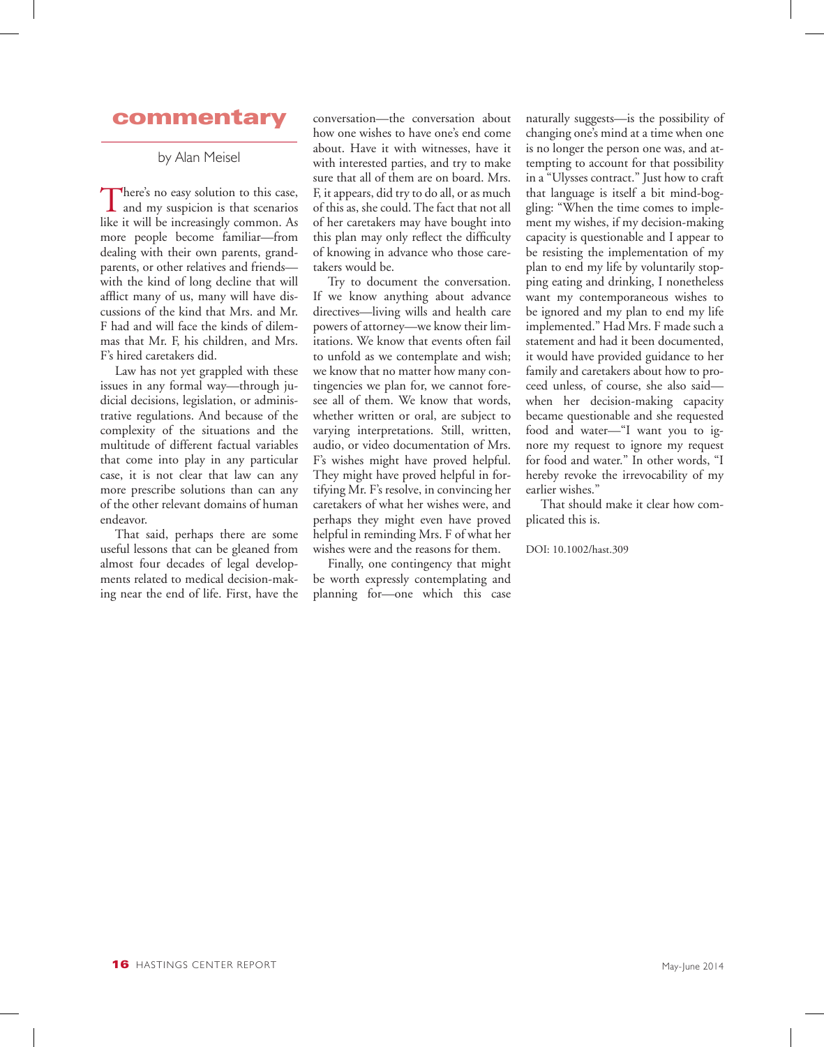# commentary

by Alan Meisel

There's no easy solution to this case, and my suspicion is that scenarios like it will be increasingly common. As more people become familiar—from dealing with their own parents, grandparents, or other relatives and friends—with the kind of long decline that will afflict many of us, many will have discussions of the kind that Mrs. and Mr. F had and will face the kinds of dilemmas that Mr. F, his children, and Mrs. F's hired caretakers did.

Law has not yet grappled with these issues in any formal way—through judicial decisions, legislation, or administrative regulations. And because of the complexity of the situations and the multitude of different factual variables that come into play in any particular case, it is not clear that law can any more prescribe solutions than can any of the other relevant domains of human endeavor.

That said, perhaps there are some useful lessons that can be gleaned from almost four decades of legal developments related to medical decision-making near the end of life. First, have the conversation—the conversation about how one wishes to have one's end come about. Have it with witnesses, have it with interested parties, and try to make sure that all of them are on board. Mrs. F, it appears, did try to do all, or as much of this as, she could. The fact that not all of her caretakers may have bought into this plan may only reflect the difficulty of knowing in advance who those caretakers would be.

Try to document the conversation. If we know anything about advance directives—living wills and health care powers of attorney—we know their limitations. We know that events often fail to unfold as we contemplate and wish; we know that no matter how many contingencies we plan for, we cannot foresee all of them. We know that words, whether written or oral, are subject to varying interpretations. Still, written, audio, or video documentation of Mrs. F's wishes might have proved helpful. They might have proved helpful in fortifying Mr. F's resolve, in convincing her caretakers of what her wishes were, and perhaps they might even have proved helpful in reminding Mrs. F of what her wishes were and the reasons for them.

Finally, one contingency that might be worth expressly contemplating and planning for—one which this case naturally suggests—is the possibility of changing one's mind at a time when one is no longer the person one was, and attempting to account for that possibility in a "Ulysses contract." Just how to craft that language is itself a bit mind-boggling: "When the time comes to implement my wishes, if my decision-making capacity is questionable and I appear to be resisting the implementation of my plan to end my life by voluntarily stopping eating and drinking, I nonetheless want my contemporaneous wishes to be ignored and my plan to end my life implemented." Had Mrs. F made such a statement and had it been documented, it would have provided guidance to her family and caretakers about how to proceed unless, of course, she also said—when her decision-making capacity became questionable and she requested food and water—"I want you to ignore my request to ignore my request for food and water." In other words, "I hereby revoke the irrevocability of my earlier wishes."

That should make it clear how complicated this is.

DOI: 10.1002/hast.309